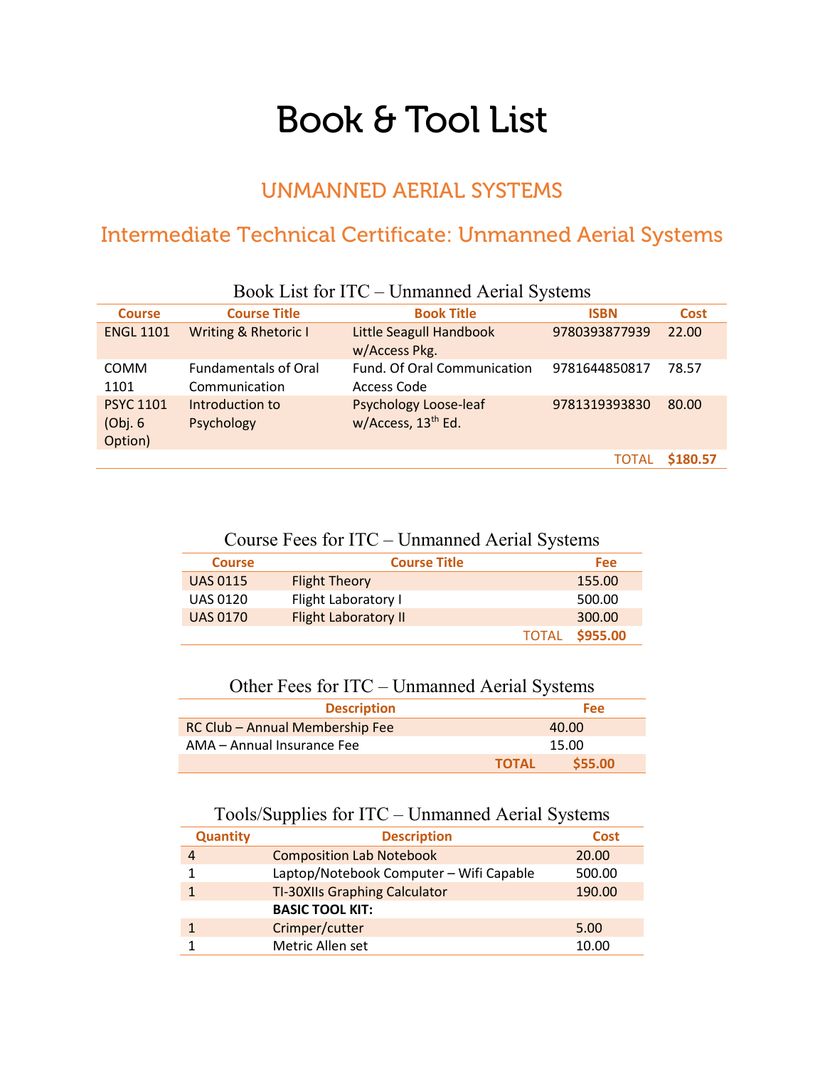# Book & Tool List

## UNMANNED AERIAL SYSTEMS

## Intermediate Technical Certificate: Unmanned Aerial Systems

### Book List for ITC – Unmanned Aerial Systems

| Course | Course Title | Book Title | ISBN | Cost |
|---|---|---|---|---|
| ENGL 1101 | Writing & Rhetoric I | Little Seagull Handbook w/Access Pkg. | 9780393877939 | 22.00 |
| COMM 1101 | Fundamentals of Oral Communication | Fund. Of Oral Communication Access Code | 9781644850817 | 78.57 |
| PSYC 1101 (Obj. 6 Option) | Introduction to Psychology | Psychology Loose-leaf w/Access, 13th Ed. | 9781319393830 | 80.00 |
| | | | TOTAL | **$180.57** |

### Course Fees for ITC – Unmanned Aerial Systems

| Course | Course Title | Fee |
|---|---|---|
| UAS 0115 | Flight Theory | 155.00 |
| UAS 0120 | Flight Laboratory I | 500.00 |
| UAS 0170 | Flight Laboratory II | 300.00 |
| | TOTAL | **$955.00** |

### Other Fees for ITC – Unmanned Aerial Systems

| Description | Fee |
|---|---|
| RC Club – Annual Membership Fee | 40.00 |
| AMA – Annual Insurance Fee | 15.00 |
| **TOTAL** | **$55.00** |

### Tools/Supplies for ITC – Unmanned Aerial Systems

| Quantity | Description | Cost |
|---|---|---|
| 4 | Composition Lab Notebook | 20.00 |
| 1 | Laptop/Notebook Computer – Wifi Capable | 500.00 |
| 1 | TI-30XIIs Graphing Calculator | 190.00 |
| | **BASIC TOOL KIT:** | |
| 1 | Crimper/cutter | 5.00 |
| 1 | Metric Allen set | 10.00 |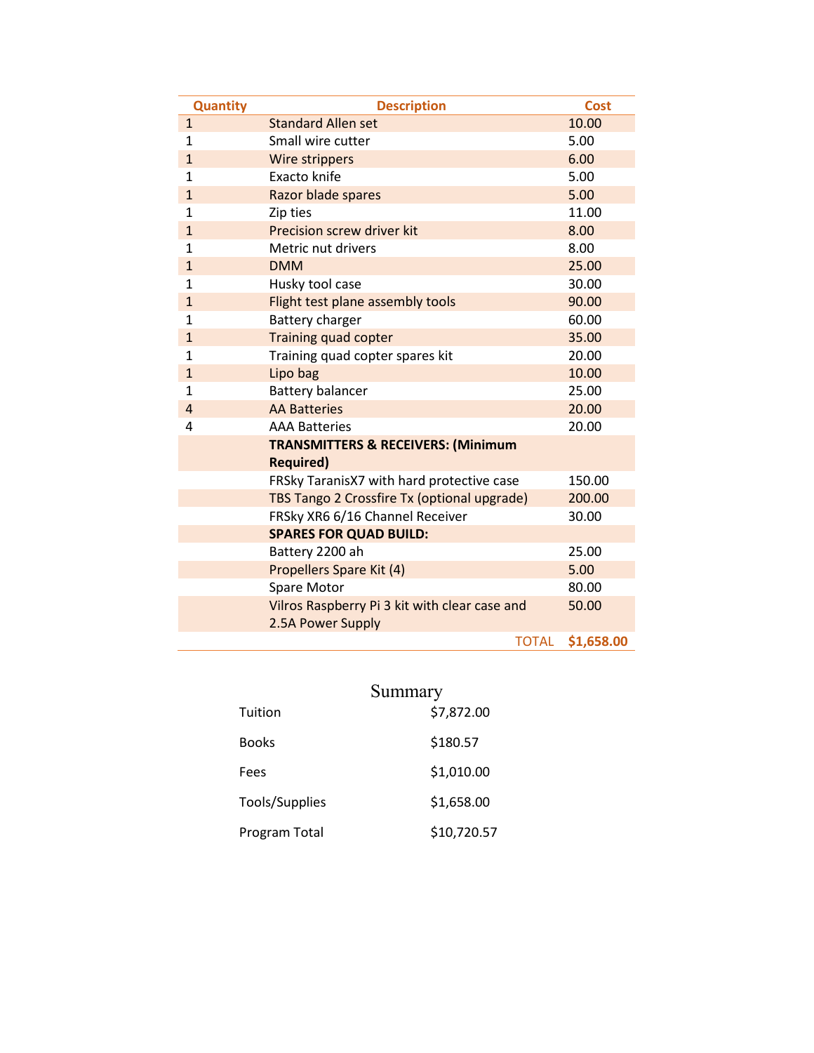| Quantity | Description | Cost |
|---|---|---|
| 1 | Standard Allen set | 10.00 |
| 1 | Small wire cutter | 5.00 |
| 1 | Wire strippers | 6.00 |
| 1 | Exacto knife | 5.00 |
| 1 | Razor blade spares | 5.00 |
| 1 | Zip ties | 11.00 |
| 1 | Precision screw driver kit | 8.00 |
| 1 | Metric nut drivers | 8.00 |
| 1 | DMM | 25.00 |
| 1 | Husky tool case | 30.00 |
| 1 | Flight test plane assembly tools | 90.00 |
| 1 | Battery charger | 60.00 |
| 1 | Training quad copter | 35.00 |
| 1 | Training quad copter spares kit | 20.00 |
| 1 | Lipo bag | 10.00 |
| 1 | Battery balancer | 25.00 |
| 4 | AA Batteries | 20.00 |
| 4 | AAA Batteries | 20.00 |
| | **TRANSMITTERS & RECEIVERS: (Minimum Required)** | |
| | FRSky TaranisX7 with hard protective case | 150.00 |
| | TBS Tango 2 Crossfire Tx (optional upgrade) | 200.00 |
| | FRSky XR6 6/16 Channel Receiver | 30.00 |
| | **SPARES FOR QUAD BUILD:** | |
| | Battery 2200 ah | 25.00 |
| | Propellers Spare Kit (4) | 5.00 |
| | Spare Motor | 80.00 |
| | Vilros Raspberry Pi 3 kit with clear case and 2.5A Power Supply | 50.00 |
| | TOTAL | **$1,658.00** |

## Summary

| | |
|---|---|
| Tuition | $7,872.00 |
| Books | $180.57 |
| Fees | $1,010.00 |
| Tools/Supplies | $1,658.00 |
| Program Total | $10,720.57 |